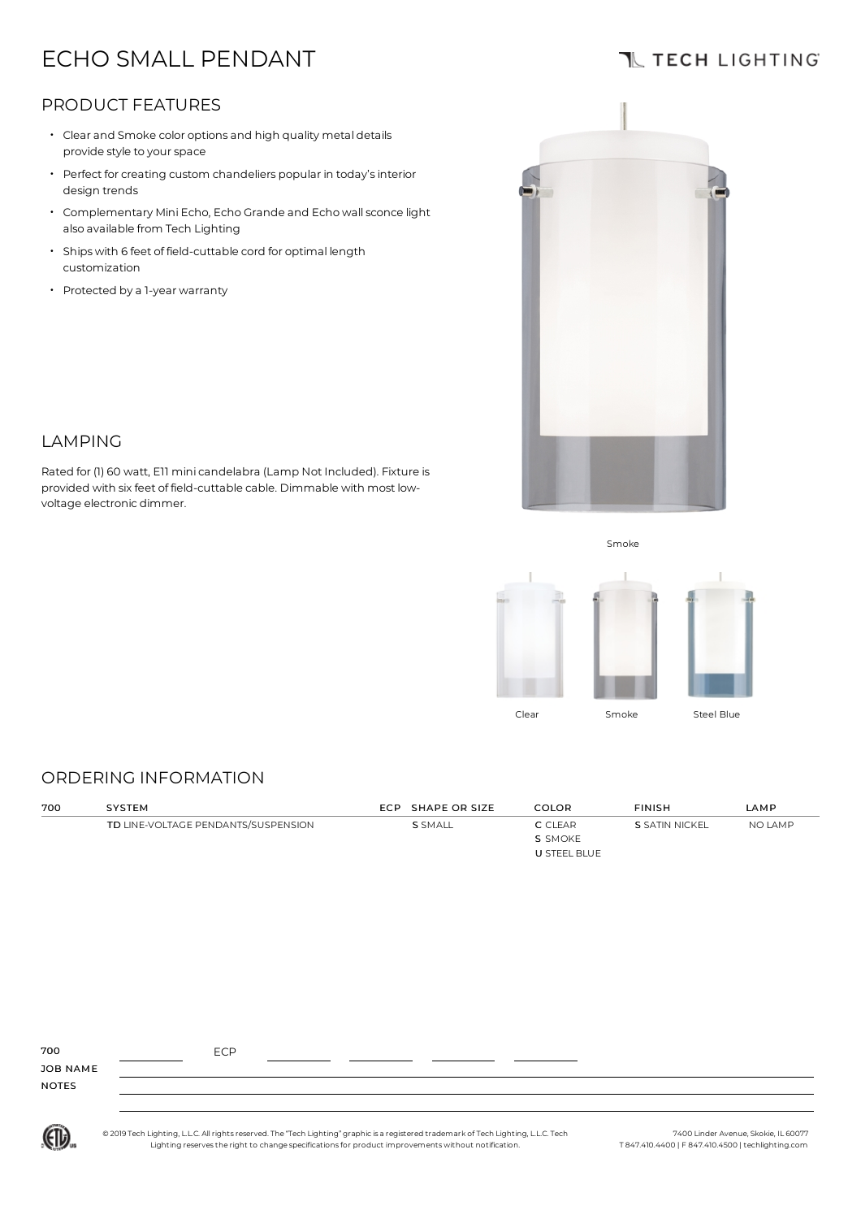# ECHO SMALL PENDANT

TECH LIGHTING

## PRODUCT FEATURES

- Clear and Smoke color options and high quality metal details provide style to your space
- Perfect for creating custom chandeliers popular in today's interior design trends
- Complementary Mini Echo, Echo Grande and Echo wall sconce light also available from Tech Lighting
- Ships with 6 feet of field-cuttable cord for optimal length customization
- Protected by a 1-year warranty

## LAMPING

Rated for (1) 60 watt, E11 mini candelabra (Lamp Not Included). Fixture is provided with six feet of field-cuttable cable. Dimmable with most low-voltage electronic dimmer.

Smoke

Clear    Smoke    Steel Blue

## ORDERING INFORMATION

| 700 | SYSTEM | ECP | SHAPE OR SIZE | COLOR | FINISH | LAMP |
|---|---|---|---|---|---|---|
| | **TD** LINE-VOLTAGE PENDANTS/SUSPENSION | | **S** SMALL | **C** CLEAR<br>**S** SMOKE<br>**U** STEEL BLUE | **S** SATIN NICKEL | NO LAMP |

700 ________ ECP ________ ________ ________ ________

JOB NAME ________

NOTES ________

© 2019 Tech Lighting, L.L.C. All rights reserved. The "Tech Lighting" graphic is a registered trademark of Tech Lighting, L.L.C. Tech Lighting reserves the right to change specifications for product improvements without notification.

7400 Linder Avenue, Skokie, IL 60077
T 847.410.4400 | F 847.410.4500 | techlighting.com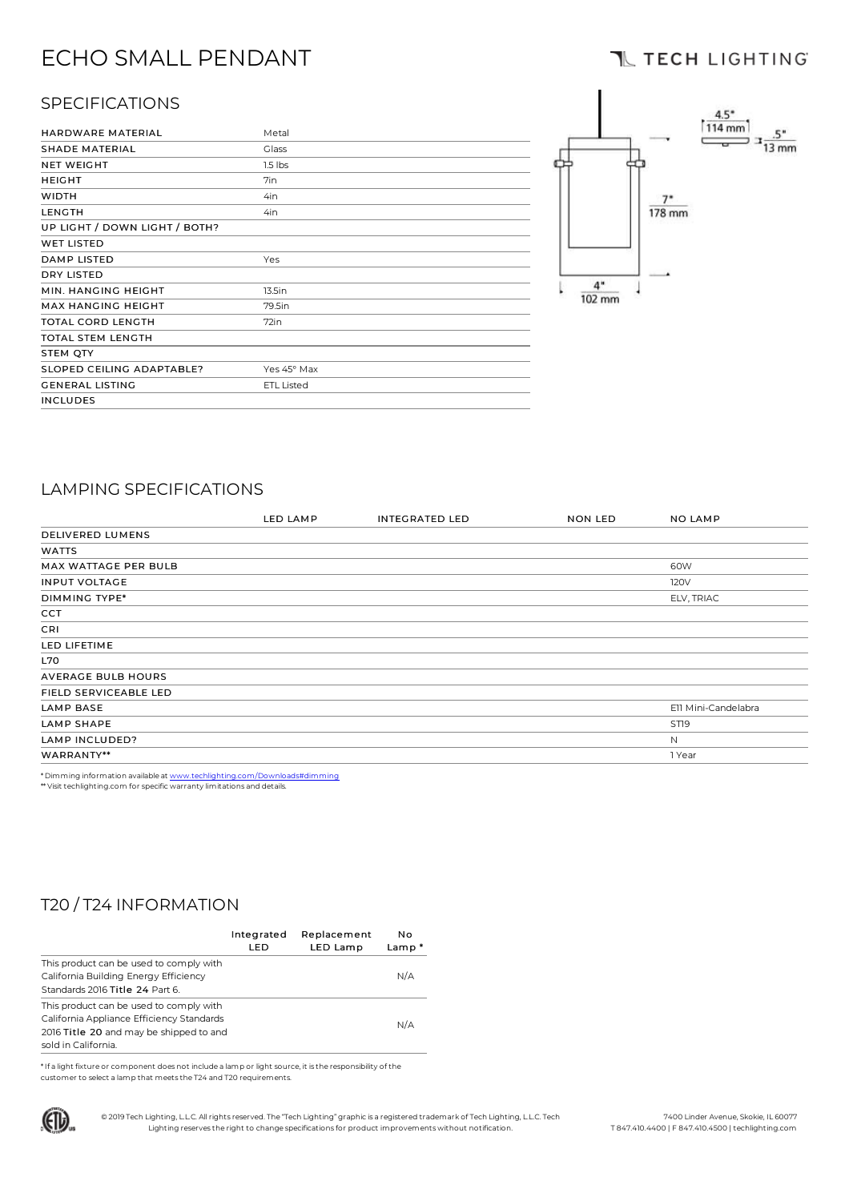# ECHO SMALL PENDANT

TECH LIGHTING

## SPECIFICATIONS

| | |
|---|---|
| HARDWARE MATERIAL | Metal |
| SHADE MATERIAL | Glass |
| NET WEIGHT | 1.5 lbs |
| HEIGHT | 7in |
| WIDTH | 4in |
| LENGTH | 4in |
| UP LIGHT / DOWN LIGHT / BOTH? | |
| WET LISTED | |
| DAMP LISTED | Yes |
| DRY LISTED | |
| MIN. HANGING HEIGHT | 13.5in |
| MAX HANGING HEIGHT | 79.5in |
| TOTAL CORD LENGTH | 72in |
| TOTAL STEM LENGTH | |
| STEM QTY | |
| SLOPED CEILING ADAPTABLE? | Yes 45° Max |
| GENERAL LISTING | ETL Listed |
| INCLUDES | |

4.5"
114 mm
.5"
13 mm
7"
178 mm
4"
102 mm

## LAMPING SPECIFICATIONS

| | LED LAMP | INTEGRATED LED | NON LED | NO LAMP |
|---|---|---|---|---|
| DELIVERED LUMENS | | | | |
| WATTS | | | | |
| MAX WATTAGE PER BULB | | | | 60W |
| INPUT VOLTAGE | | | | 120V |
| DIMMING TYPE* | | | | ELV, TRIAC |
| CCT | | | | |
| CRI | | | | |
| LED LIFETIME | | | | |
| L70 | | | | |
| AVERAGE BULB HOURS | | | | |
| FIELD SERVICEABLE LED | | | | |
| LAMP BASE | | | | E11 Mini-Candelabra |
| LAMP SHAPE | | | | ST19 |
| LAMP INCLUDED? | | | | N |
| WARRANTY** | | | | 1 Year |

* Dimming information available at www.techlighting.com/Downloads#dimming
** Visit techlighting.com for specific warranty limitations and details.

## T20 / T24 INFORMATION

| | Integrated LED | Replacement LED Lamp | No Lamp * |
|---|---|---|---|
| This product can be used to comply with California Building Energy Efficiency Standards 2016 Title 24 Part 6. | | | N/A |
| This product can be used to comply with California Appliance Efficiency Standards 2016 Title 20 and may be shipped to and sold in California. | | | N/A |

* If a light fixture or component does not include a lamp or light source, it is the responsibility of the customer to select a lamp that meets the T24 and T20 requirements.

© 2019 Tech Lighting, L.L.C. All rights reserved. The "Tech Lighting" graphic is a registered trademark of Tech Lighting, L.L.C. Tech Lighting reserves the right to change specifications for product improvements without notification.

7400 Linder Avenue, Skokie, IL 60077
T 847.410.4400 | F 847.410.4500 | techlighting.com